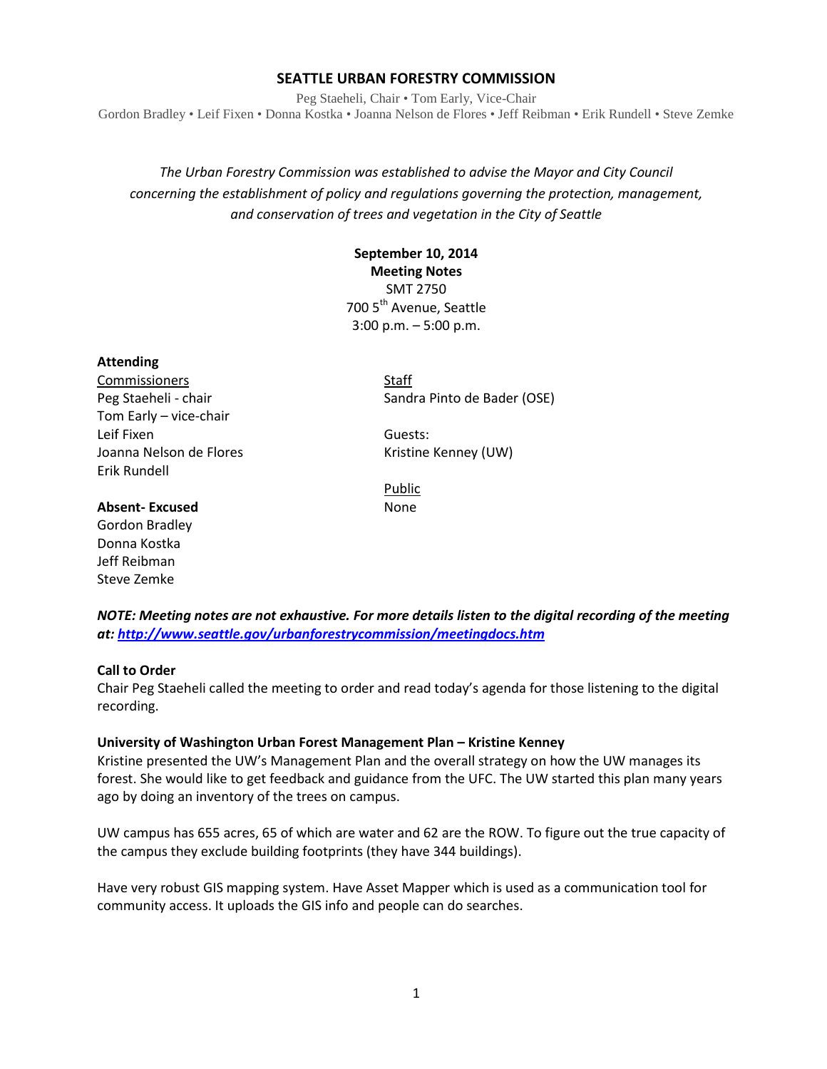# SEATTLE URBAN FORESTRY COMMISSION

Peg Staeheli, Chair • Tom Early, Vice-Chair
Gordon Bradley • Leif Fixen • Donna Kostka • Joanna Nelson de Flores • Jeff Reibman • Erik Rundell • Steve Zemke

*The Urban Forestry Commission was established to advise the Mayor and City Council concerning the establishment of policy and regulations governing the protection, management, and conservation of trees and vegetation in the City of Seattle*

**September 10, 2014**
**Meeting Notes**
SMT 2750
700 5th Avenue, Seattle
3:00 p.m. – 5:00 p.m.

**Attending**

Commissioners
Peg Staeheli - chair
Tom Early – vice-chair
Leif Fixen
Joanna Nelson de Flores
Erik Rundell

Staff
Sandra Pinto de Bader (OSE)

Guests:
Kristine Kenney (UW)

Public
None

**Absent- Excused**
Gordon Bradley
Donna Kostka
Jeff Reibman
Steve Zemke

***NOTE: Meeting notes are not exhaustive. For more details listen to the digital recording of the meeting at: http://www.seattle.gov/urbanforestrycommission/meetingdocs.htm***

**Call to Order**
Chair Peg Staeheli called the meeting to order and read today's agenda for those listening to the digital recording.

**University of Washington Urban Forest Management Plan – Kristine Kenney**
Kristine presented the UW's Management Plan and the overall strategy on how the UW manages its forest. She would like to get feedback and guidance from the UFC. The UW started this plan many years ago by doing an inventory of the trees on campus.

UW campus has 655 acres, 65 of which are water and 62 are the ROW. To figure out the true capacity of the campus they exclude building footprints (they have 344 buildings).

Have very robust GIS mapping system. Have Asset Mapper which is used as a communication tool for community access. It uploads the GIS info and people can do searches.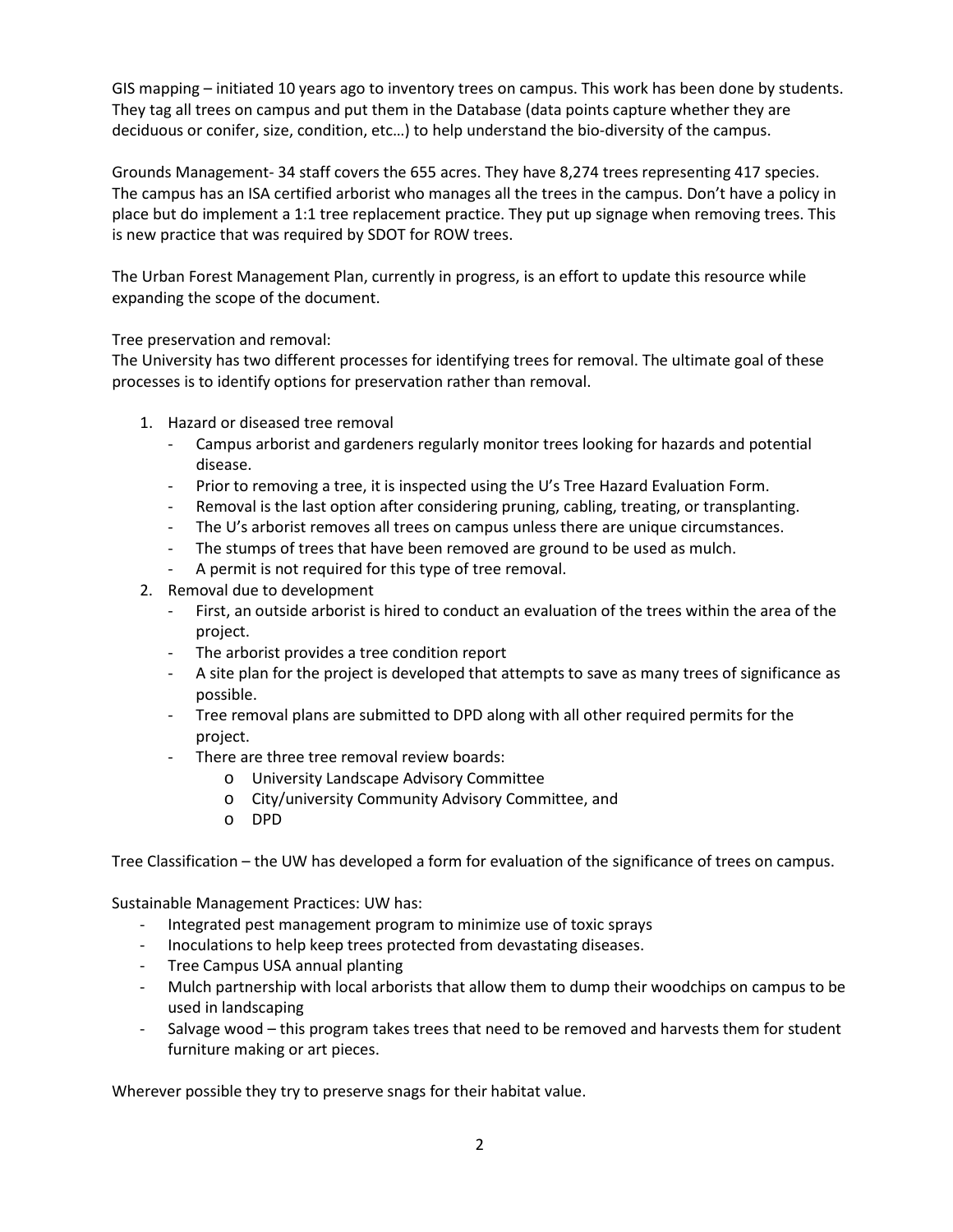GIS mapping – initiated 10 years ago to inventory trees on campus. This work has been done by students. They tag all trees on campus and put them in the Database (data points capture whether they are deciduous or conifer, size, condition, etc…) to help understand the bio-diversity of the campus.

Grounds Management- 34 staff covers the 655 acres. They have 8,274 trees representing 417 species. The campus has an ISA certified arborist who manages all the trees in the campus. Don't have a policy in place but do implement a 1:1 tree replacement practice. They put up signage when removing trees. This is new practice that was required by SDOT for ROW trees.

The Urban Forest Management Plan, currently in progress, is an effort to update this resource while expanding the scope of the document.

Tree preservation and removal:
The University has two different processes for identifying trees for removal. The ultimate goal of these processes is to identify options for preservation rather than removal.

1. Hazard or diseased tree removal
   - Campus arborist and gardeners regularly monitor trees looking for hazards and potential disease.
   - Prior to removing a tree, it is inspected using the U's Tree Hazard Evaluation Form.
   - Removal is the last option after considering pruning, cabling, treating, or transplanting.
   - The U's arborist removes all trees on campus unless there are unique circumstances.
   - The stumps of trees that have been removed are ground to be used as mulch.
   - A permit is not required for this type of tree removal.
2. Removal due to development
   - First, an outside arborist is hired to conduct an evaluation of the trees within the area of the project.
   - The arborist provides a tree condition report
   - A site plan for the project is developed that attempts to save as many trees of significance as possible.
   - Tree removal plans are submitted to DPD along with all other required permits for the project.
   - There are three tree removal review boards:
     - University Landscape Advisory Committee
     - City/university Community Advisory Committee, and
     - DPD

Tree Classification – the UW has developed a form for evaluation of the significance of trees on campus.

Sustainable Management Practices: UW has:

- Integrated pest management program to minimize use of toxic sprays
- Inoculations to help keep trees protected from devastating diseases.
- Tree Campus USA annual planting
- Mulch partnership with local arborists that allow them to dump their woodchips on campus to be used in landscaping
- Salvage wood – this program takes trees that need to be removed and harvests them for student furniture making or art pieces.

Wherever possible they try to preserve snags for their habitat value.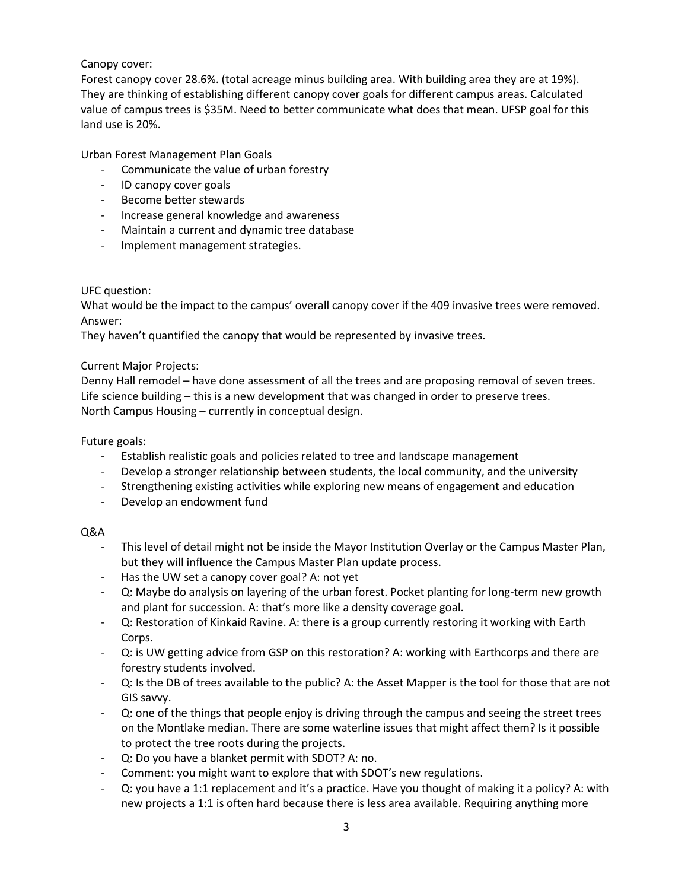Canopy cover:

Forest canopy cover 28.6%. (total acreage minus building area. With building area they are at 19%). They are thinking of establishing different canopy cover goals for different campus areas. Calculated value of campus trees is $35M. Need to better communicate what does that mean. UFSP goal for this land use is 20%.

Urban Forest Management Plan Goals

- Communicate the value of urban forestry
- ID canopy cover goals
- Become better stewards
- Increase general knowledge and awareness
- Maintain a current and dynamic tree database
- Implement management strategies.

UFC question:

What would be the impact to the campus' overall canopy cover if the 409 invasive trees were removed.

Answer:

They haven't quantified the canopy that would be represented by invasive trees.

Current Major Projects:

Denny Hall remodel – have done assessment of all the trees and are proposing removal of seven trees.

Life science building – this is a new development that was changed in order to preserve trees.

North Campus Housing – currently in conceptual design.

Future goals:

- Establish realistic goals and policies related to tree and landscape management
- Develop a stronger relationship between students, the local community, and the university
- Strengthening existing activities while exploring new means of engagement and education
- Develop an endowment fund

Q&A

- This level of detail might not be inside the Mayor Institution Overlay or the Campus Master Plan, but they will influence the Campus Master Plan update process.
- Has the UW set a canopy cover goal? A: not yet
- Q: Maybe do analysis on layering of the urban forest. Pocket planting for long-term new growth and plant for succession. A: that's more like a density coverage goal.
- Q: Restoration of Kinkaid Ravine. A: there is a group currently restoring it working with Earth Corps.
- Q: is UW getting advice from GSP on this restoration? A: working with Earthcorps and there are forestry students involved.
- Q: Is the DB of trees available to the public? A: the Asset Mapper is the tool for those that are not GIS savvy.
- Q: one of the things that people enjoy is driving through the campus and seeing the street trees on the Montlake median. There are some waterline issues that might affect them? Is it possible to protect the tree roots during the projects.
- Q: Do you have a blanket permit with SDOT? A: no.
- Comment: you might want to explore that with SDOT's new regulations.
- Q: you have a 1:1 replacement and it's a practice. Have you thought of making it a policy? A: with new projects a 1:1 is often hard because there is less area available. Requiring anything more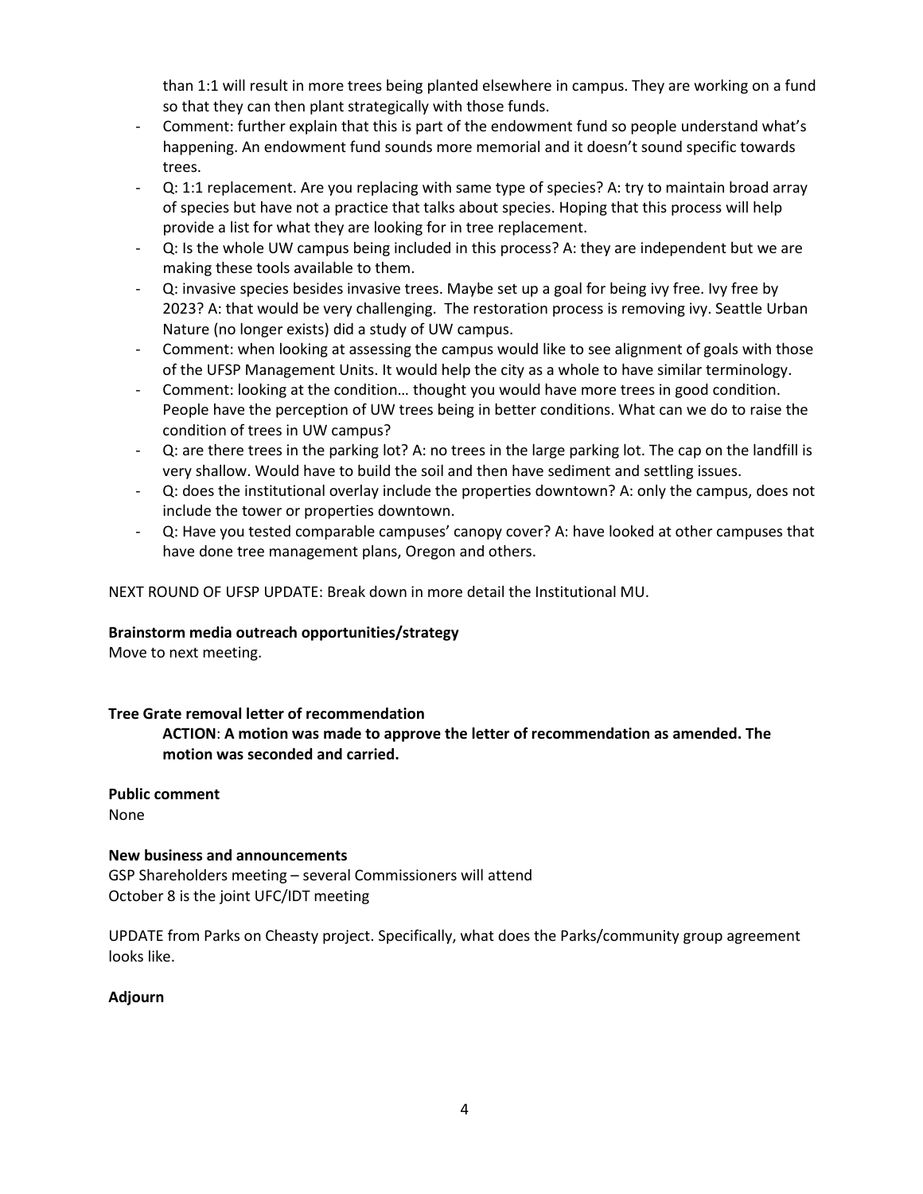than 1:1 will result in more trees being planted elsewhere in campus. They are working on a fund so that they can then plant strategically with those funds.

- Comment: further explain that this is part of the endowment fund so people understand what's happening. An endowment fund sounds more memorial and it doesn't sound specific towards trees.
- Q: 1:1 replacement. Are you replacing with same type of species? A: try to maintain broad array of species but have not a practice that talks about species. Hoping that this process will help provide a list for what they are looking for in tree replacement.
- Q: Is the whole UW campus being included in this process? A: they are independent but we are making these tools available to them.
- Q: invasive species besides invasive trees. Maybe set up a goal for being ivy free. Ivy free by 2023? A: that would be very challenging. The restoration process is removing ivy. Seattle Urban Nature (no longer exists) did a study of UW campus.
- Comment: when looking at assessing the campus would like to see alignment of goals with those of the UFSP Management Units. It would help the city as a whole to have similar terminology.
- Comment: looking at the condition… thought you would have more trees in good condition. People have the perception of UW trees being in better conditions. What can we do to raise the condition of trees in UW campus?
- Q: are there trees in the parking lot? A: no trees in the large parking lot. The cap on the landfill is very shallow. Would have to build the soil and then have sediment and settling issues.
- Q: does the institutional overlay include the properties downtown? A: only the campus, does not include the tower or properties downtown.
- Q: Have you tested comparable campuses' canopy cover? A: have looked at other campuses that have done tree management plans, Oregon and others.

NEXT ROUND OF UFSP UPDATE: Break down in more detail the Institutional MU.

**Brainstorm media outreach opportunities/strategy**

Move to next meeting.

**Tree Grate removal letter of recommendation**

**ACTION**: **A motion was made to approve the letter of recommendation as amended. The motion was seconded and carried.**

**Public comment**

None

**New business and announcements**

GSP Shareholders meeting – several Commissioners will attend

October 8 is the joint UFC/IDT meeting

UPDATE from Parks on Cheasty project. Specifically, what does the Parks/community group agreement looks like.

**Adjourn**